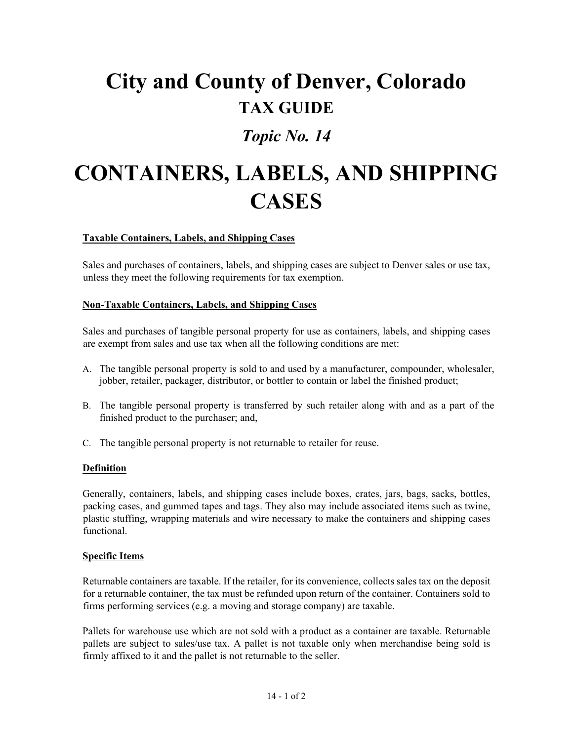# City and County of Denver, Colorado

## TAX GUIDE

### *Topic No. 14*

# CONTAINERS, LABELS, AND SHIPPING CASES

**Taxable Containers, Labels, and Shipping Cases**

Sales and purchases of containers, labels, and shipping cases are subject to Denver sales or use tax, unless they meet the following requirements for tax exemption.

**Non-Taxable Containers, Labels, and Shipping Cases**

Sales and purchases of tangible personal property for use as containers, labels, and shipping cases are exempt from sales and use tax when all the following conditions are met:

A. The tangible personal property is sold to and used by a manufacturer, compounder, wholesaler, jobber, retailer, packager, distributor, or bottler to contain or label the finished product;

B. The tangible personal property is transferred by such retailer along with and as a part of the finished product to the purchaser; and,

C. The tangible personal property is not returnable to retailer for reuse.

**Definition**

Generally, containers, labels, and shipping cases include boxes, crates, jars, bags, sacks, bottles, packing cases, and gummed tapes and tags. They also may include associated items such as twine, plastic stuffing, wrapping materials and wire necessary to make the containers and shipping cases functional.

**Specific Items**

Returnable containers are taxable. If the retailer, for its convenience, collects sales tax on the deposit for a returnable container, the tax must be refunded upon return of the container. Containers sold to firms performing services (e.g. a moving and storage company) are taxable.

Pallets for warehouse use which are not sold with a product as a container are taxable. Returnable pallets are subject to sales/use tax. A pallet is not taxable only when merchandise being sold is firmly affixed to it and the pallet is not returnable to the seller.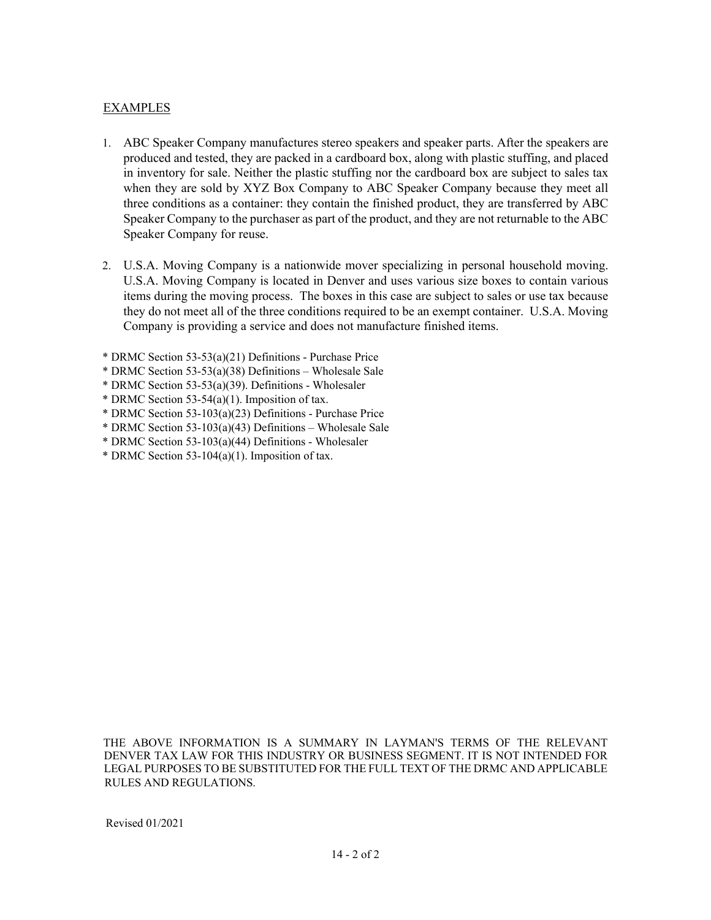EXAMPLES

1. ABC Speaker Company manufactures stereo speakers and speaker parts. After the speakers are produced and tested, they are packed in a cardboard box, along with plastic stuffing, and placed in inventory for sale. Neither the plastic stuffing nor the cardboard box are subject to sales tax when they are sold by XYZ Box Company to ABC Speaker Company because they meet all three conditions as a container: they contain the finished product, they are transferred by ABC Speaker Company to the purchaser as part of the product, and they are not returnable to the ABC Speaker Company for reuse.

2. U.S.A. Moving Company is a nationwide mover specializing in personal household moving. U.S.A. Moving Company is located in Denver and uses various size boxes to contain various items during the moving process. The boxes in this case are subject to sales or use tax because they do not meet all of the three conditions required to be an exempt container. U.S.A. Moving Company is providing a service and does not manufacture finished items.

\* DRMC Section 53-53(a)(21) Definitions - Purchase Price
\* DRMC Section 53-53(a)(38) Definitions – Wholesale Sale
\* DRMC Section 53-53(a)(39). Definitions - Wholesaler
\* DRMC Section 53-54(a)(1). Imposition of tax.
\* DRMC Section 53-103(a)(23) Definitions - Purchase Price
\* DRMC Section 53-103(a)(43) Definitions – Wholesale Sale
\* DRMC Section 53-103(a)(44) Definitions - Wholesaler
\* DRMC Section 53-104(a)(1). Imposition of tax.

THE ABOVE INFORMATION IS A SUMMARY IN LAYMAN'S TERMS OF THE RELEVANT DENVER TAX LAW FOR THIS INDUSTRY OR BUSINESS SEGMENT. IT IS NOT INTENDED FOR LEGAL PURPOSES TO BE SUBSTITUTED FOR THE FULL TEXT OF THE DRMC AND APPLICABLE RULES AND REGULATIONS.

Revised 01/2021